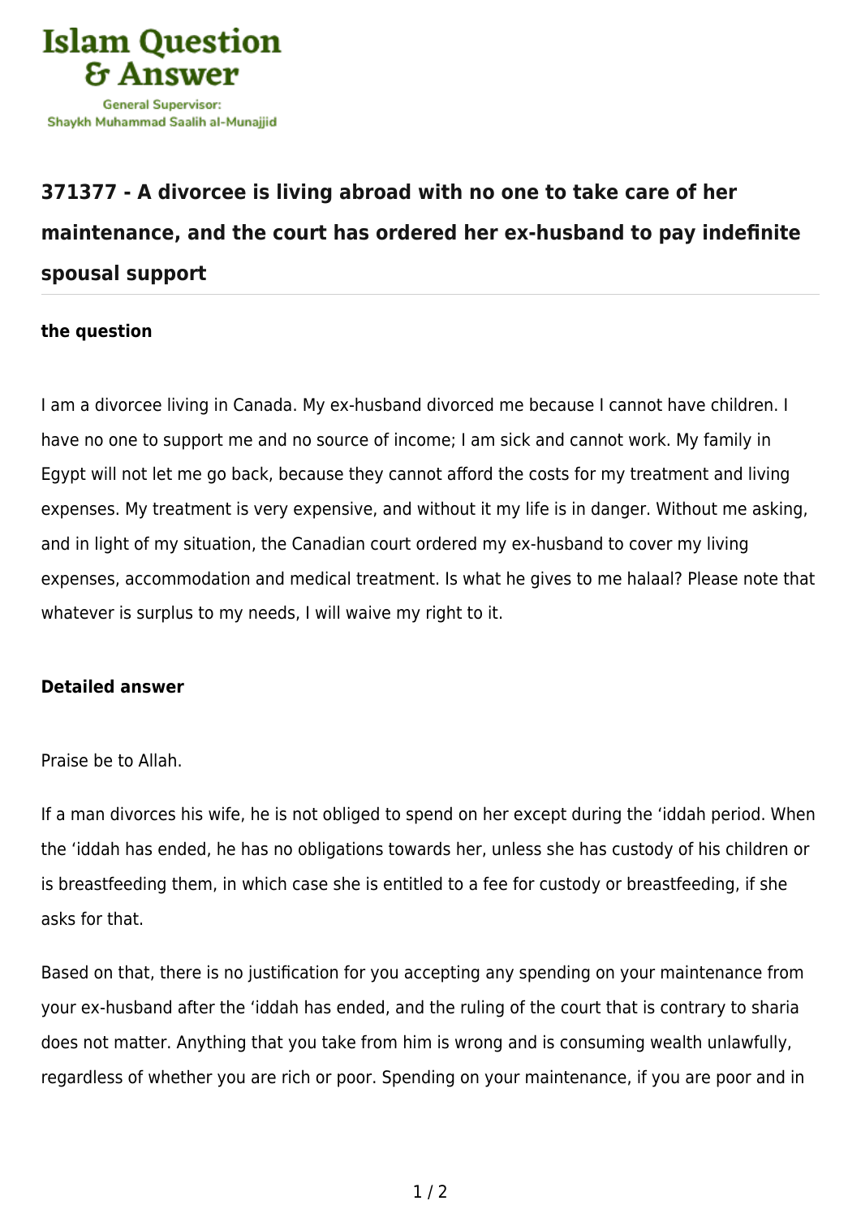Islam Question & Answer

General Supervisor: Shaykh Muhammad Saalih al-Munajjid

## 371377 - A divorcee is living abroad with no one to take care of her maintenance, and the court has ordered her ex-husband to pay indefinite spousal support

**the question**

I am a divorcee living in Canada. My ex-husband divorced me because I cannot have children. I have no one to support me and no source of income; I am sick and cannot work. My family in Egypt will not let me go back, because they cannot afford the costs for my treatment and living expenses. My treatment is very expensive, and without it my life is in danger. Without me asking, and in light of my situation, the Canadian court ordered my ex-husband to cover my living expenses, accommodation and medical treatment. Is what he gives to me halaal? Please note that whatever is surplus to my needs, I will waive my right to it.

**Detailed answer**

Praise be to Allah.

If a man divorces his wife, he is not obliged to spend on her except during the ‘iddah period. When the ‘iddah has ended, he has no obligations towards her, unless she has custody of his children or is breastfeeding them, in which case she is entitled to a fee for custody or breastfeeding, if she asks for that.

Based on that, there is no justification for you accepting any spending on your maintenance from your ex-husband after the ‘iddah has ended, and the ruling of the court that is contrary to sharia does not matter. Anything that you take from him is wrong and is consuming wealth unlawfully, regardless of whether you are rich or poor. Spending on your maintenance, if you are poor and in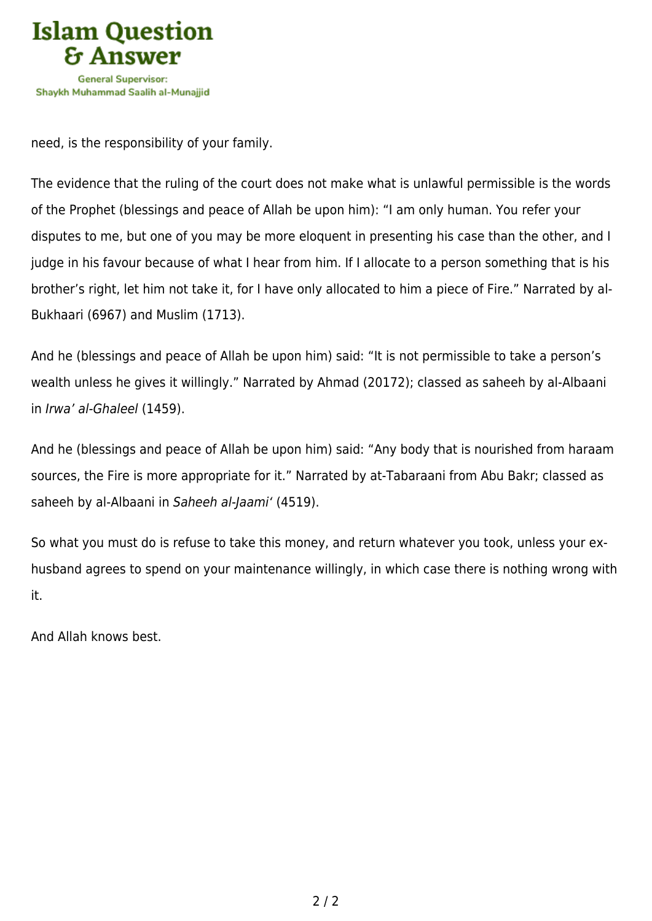need, is the responsibility of your family.

The evidence that the ruling of the court does not make what is unlawful permissible is the words of the Prophet (blessings and peace of Allah be upon him): "I am only human. You refer your disputes to me, but one of you may be more eloquent in presenting his case than the other, and I judge in his favour because of what I hear from him. If I allocate to a person something that is his brother's right, let him not take it, for I have only allocated to him a piece of Fire." Narrated by al-Bukhaari (6967) and Muslim (1713).

And he (blessings and peace of Allah be upon him) said: "It is not permissible to take a person's wealth unless he gives it willingly." Narrated by Ahmad (20172); classed as saheeh by al-Albaani in *Irwa' al-Ghaleel* (1459).

And he (blessings and peace of Allah be upon him) said: "Any body that is nourished from haraam sources, the Fire is more appropriate for it." Narrated by at-Tabaraani from Abu Bakr; classed as saheeh by al-Albaani in *Saheeh al-Jaami'* (4519).

So what you must do is refuse to take this money, and return whatever you took, unless your ex-husband agrees to spend on your maintenance willingly, in which case there is nothing wrong with it.

And Allah knows best.